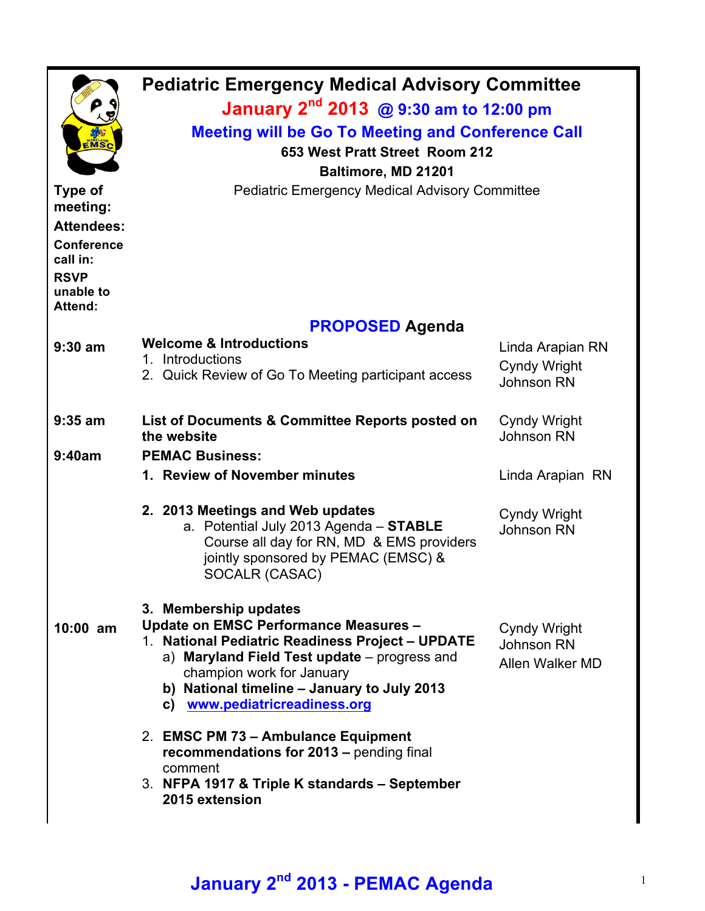# Pediatric Emergency Medical Advisory Committee

**January 2nd 2013 @ 9:30 am to 12:00 pm**

**Meeting will be Go To Meeting and Conference Call**

**653 West Pratt Street Room 212**

**Baltimore, MD 21201**

**Type of meeting:** Pediatric Emergency Medical Advisory Committee

**Attendees:**

**Conference call in:**

**RSVP unable to Attend:**

## PROPOSED Agenda

| Time | Item | Presenter |
|---|---|---|
| 9:30 am | **Welcome & Introductions**<br>1. Introductions<br>2. Quick Review of Go To Meeting participant access | Linda Arapian RN<br>Cyndy Wright Johnson RN |
| 9:35 am | **List of Documents & Committee Reports posted on the website** | Cyndy Wright Johnson RN |
| 9:40am | **PEMAC Business:** | |
| | **1. Review of November minutes** | Linda Arapian RN |
| | **2. 2013 Meetings and Web updates**<br>a. Potential July 2013 Agenda – **STABLE** Course all day for RN, MD & EMS providers jointly sponsored by PEMAC (EMSC) & SOCALR (CASAC) | Cyndy Wright Johnson RN |
| | **3. Membership updates** | |
| 10:00 am | **Update on EMSC Performance Measures –**<br>1. **National Pediatric Readiness Project – UPDATE**<br>a) **Maryland Field Test update** – progress and champion work for January<br>b) **National timeline – January to July 2013**<br>c) www.pediatricreadiness.org | Cyndy Wright Johnson RN<br>Allen Walker MD |
| | 2. **EMSC PM 73 – Ambulance Equipment recommendations for 2013 –** pending final comment | |
| | 3. **NFPA 1917 & Triple K standards – September 2015 extension** | |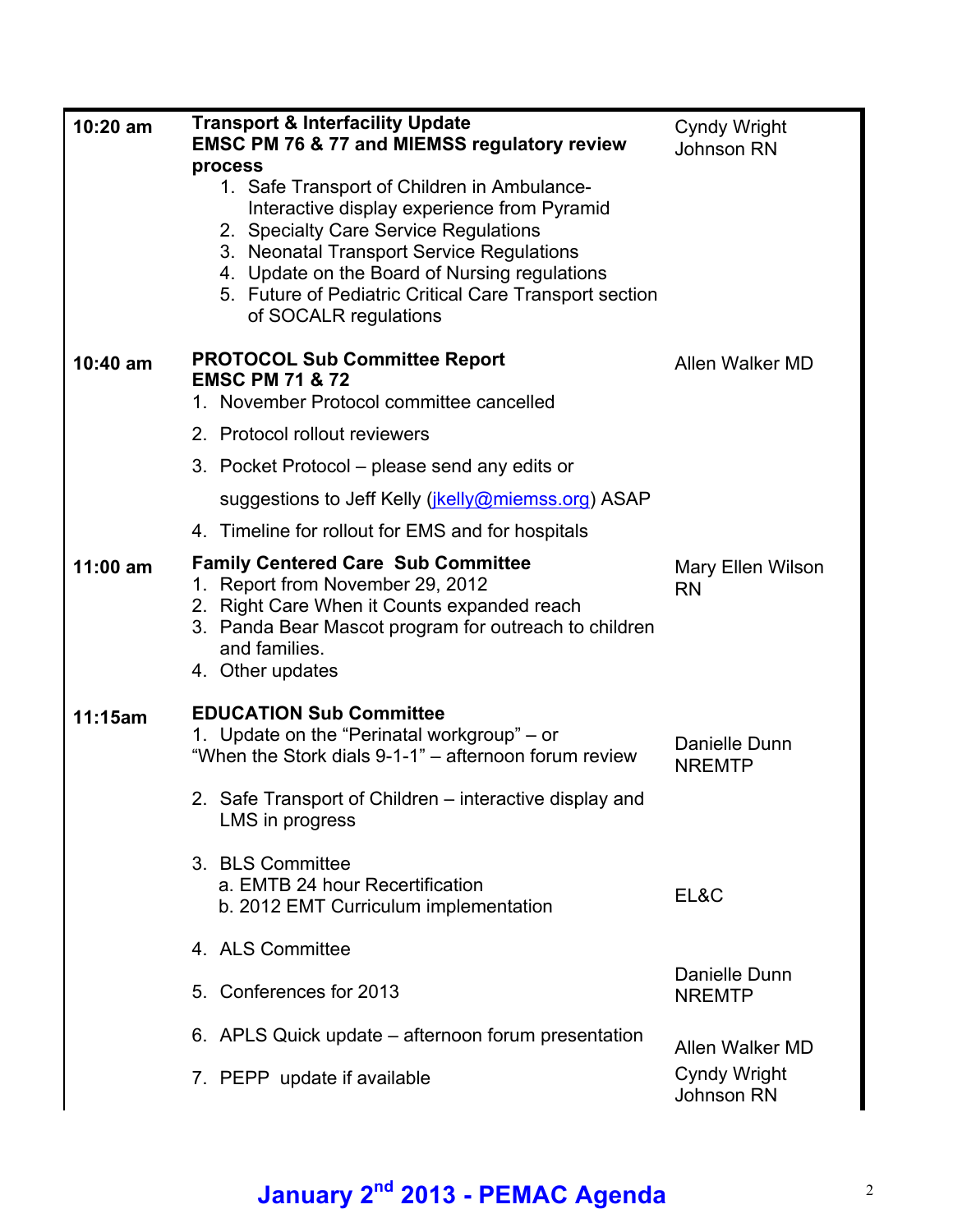| Time | Agenda Item | Presenter |
|---|---|---|
| 10:20 am | **Transport & Interfacility Update**<br>**EMSC PM 76 & 77 and MIEMSS regulatory review process**<br>1. Safe Transport of Children in Ambulance- Interactive display experience from Pyramid<br>2. Specialty Care Service Regulations<br>3. Neonatal Transport Service Regulations<br>4. Update on the Board of Nursing regulations<br>5. Future of Pediatric Critical Care Transport section of SOCALR regulations | Cyndy Wright Johnson RN |
| 10:40 am | **PROTOCOL Sub Committee Report**<br>**EMSC PM 71 & 72**<br>1. November Protocol committee cancelled<br>2. Protocol rollout reviewers<br>3. Pocket Protocol – please send any edits or suggestions to Jeff Kelly (jkelly@miemss.org) ASAP<br>4. Timeline for rollout for EMS and for hospitals | Allen Walker MD |
| 11:00 am | **Family Centered Care Sub Committee**<br>1. Report from November 29, 2012<br>2. Right Care When it Counts expanded reach<br>3. Panda Bear Mascot program for outreach to children and families.<br>4. Other updates | Mary Ellen Wilson RN |
| 11:15am | **EDUCATION Sub Committee**<br>1. Update on the "Perinatal workgroup" – or "When the Stork dials 9-1-1" – afternoon forum review | Danielle Dunn NREMTP |
| | 2. Safe Transport of Children – interactive display and LMS in progress | |
| | 3. BLS Committee<br>a. EMTB 24 hour Recertification<br>b. 2012 EMT Curriculum implementation | EL&C |
| | 4. ALS Committee | |
| | 5. Conferences for 2013 | Danielle Dunn NREMTP |
| | 6. APLS Quick update – afternoon forum presentation | Allen Walker MD |
| | 7. PEPP update if available | Cyndy Wright Johnson RN |

**January 2nd 2013 - PEMAC Agenda**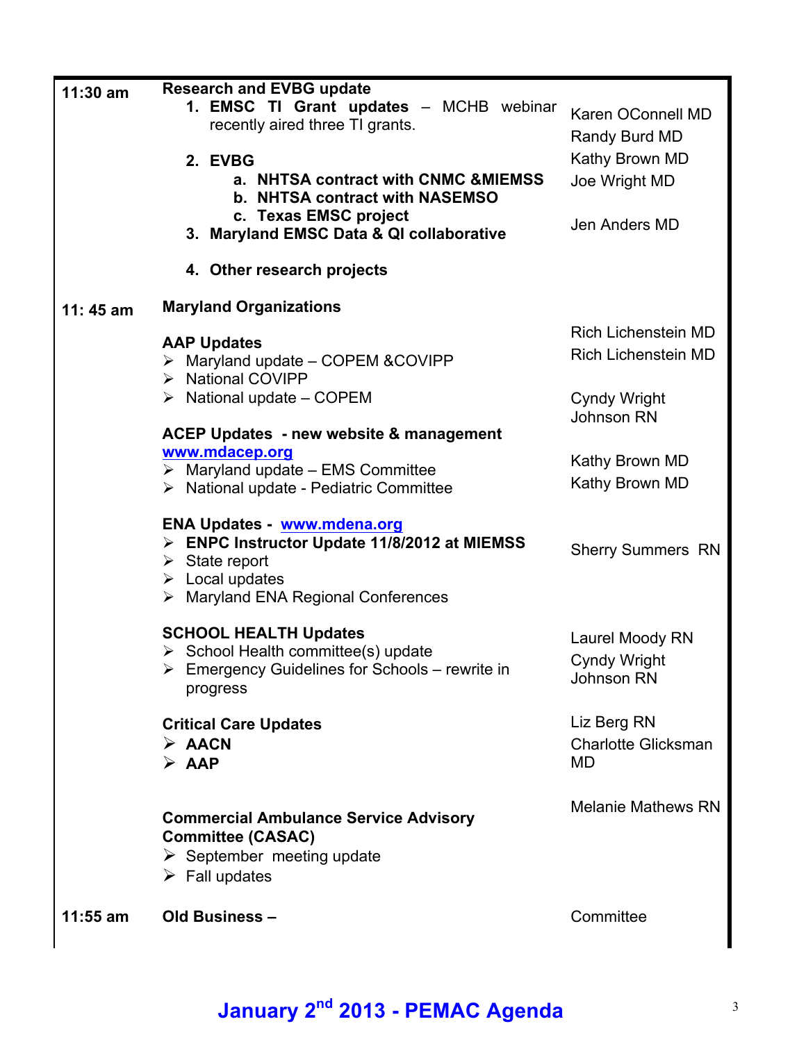| Time | Agenda Item | Presenter |
|---|---|---|
| 11:30 am | **Research and EVBG update** | |
| | 1. **EMSC TI Grant updates** – MCHB webinar recently aired three TI grants. | Karen OConnell MD<br>Randy Burd MD |
| | 2. **EVBG**<br>a. **NHTSA contract with CNMC &MIEMSS**<br>b. **NHTSA contract with NASEMSO**<br>c. **Texas EMSC project** | Kathy Brown MD<br>Joe Wright MD |
| | 3. **Maryland EMSC Data & QI collaborative** | Jen Anders MD |
| | 4. **Other research projects** | |
| 11: 45 am | **Maryland Organizations** | |
| | **AAP Updates**<br>➢ Maryland update – COPEM &COVIPP<br>➢ National COVIPP<br>➢ National update – COPEM | Rich Lichenstein MD<br>Rich Lichenstein MD<br><br>Cyndy Wright Johnson RN |
| | **ACEP Updates - new website & management** www.mdacep.org<br>➢ Maryland update – EMS Committee<br>➢ National update - Pediatric Committee | Kathy Brown MD<br>Kathy Brown MD |
| | **ENA Updates -** www.mdena.org<br>➢ **ENPC Instructor Update 11/8/2012 at MIEMSS**<br>➢ State report<br>➢ Local updates<br>➢ Maryland ENA Regional Conferences | Sherry Summers RN |
| | **SCHOOL HEALTH Updates**<br>➢ School Health committee(s) update<br>➢ Emergency Guidelines for Schools – rewrite in progress | Laurel Moody RN<br>Cyndy Wright Johnson RN |
| | **Critical Care Updates**<br>➢ **AACN**<br>➢ **AAP** | Liz Berg RN<br>Charlotte Glicksman MD |
| | **Commercial Ambulance Service Advisory Committee (CASAC)**<br>➢ September meeting update<br>➢ Fall updates | Melanie Mathews RN |
| 11:55 am | **Old Business –** | Committee |

**January 2nd 2013 - PEMAC Agenda**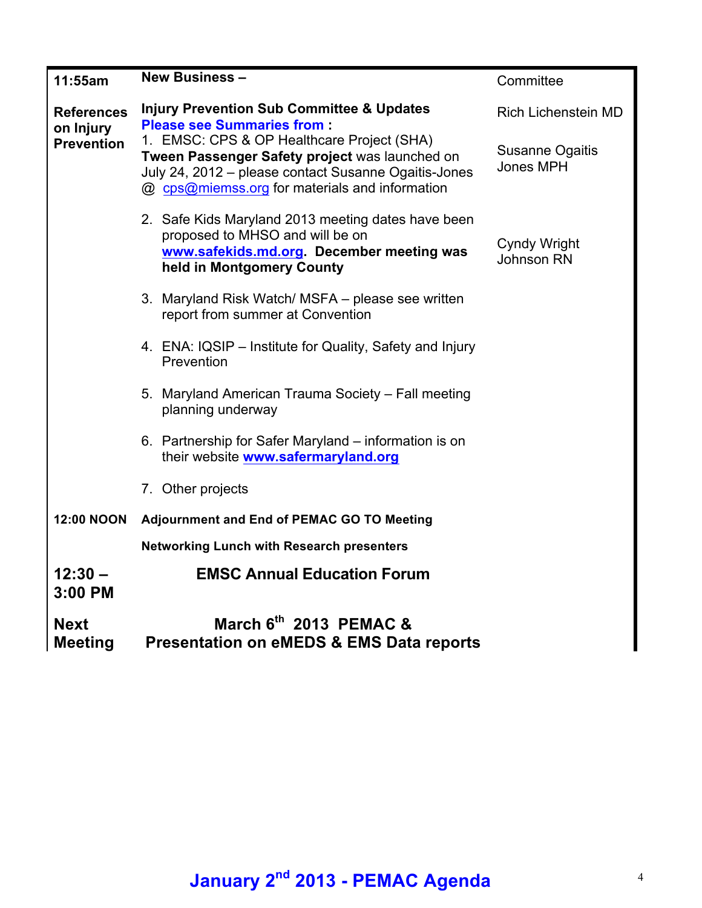| | | |
|---|---|---|
| **11:55am** | **New Business –** | Committee |
| **References on Injury Prevention** | **Injury Prevention Sub Committee & Updates**<br>**Please see Summaries from :**<br>1. EMSC: CPS & OP Healthcare Project (SHA) **Tween Passenger Safety project** was launched on July 24, 2012 – please contact Susanne Ogaitis-Jones @ cps@miemss.org for materials and information | Rich Lichenstein MD<br><br>Susanne Ogaitis Jones MPH |
| | 2. Safe Kids Maryland 2013 meeting dates have been proposed to MHSO and will be on **www.safekids.md.org**. **December meeting was held in Montgomery County** | Cyndy Wright Johnson RN |
| | 3. Maryland Risk Watch/ MSFA – please see written report from summer at Convention | |
| | 4. ENA: IQSIP – Institute for Quality, Safety and Injury Prevention | |
| | 5. Maryland American Trauma Society – Fall meeting planning underway | |
| | 6. Partnership for Safer Maryland – information is on their website **www.safermaryland.org** | |
| | 7. Other projects | |
| **12:00 NOON** | **Adjournment and End of PEMAC GO TO Meeting**<br><br>**Networking Lunch with Research presenters** | |
| **12:30 – 3:00 PM** | **EMSC Annual Education Forum** | |
| **Next Meeting** | **March 6th 2013 PEMAC & Presentation on eMEDS & EMS Data reports** | |

**January 2nd 2013 - PEMAC Agenda**